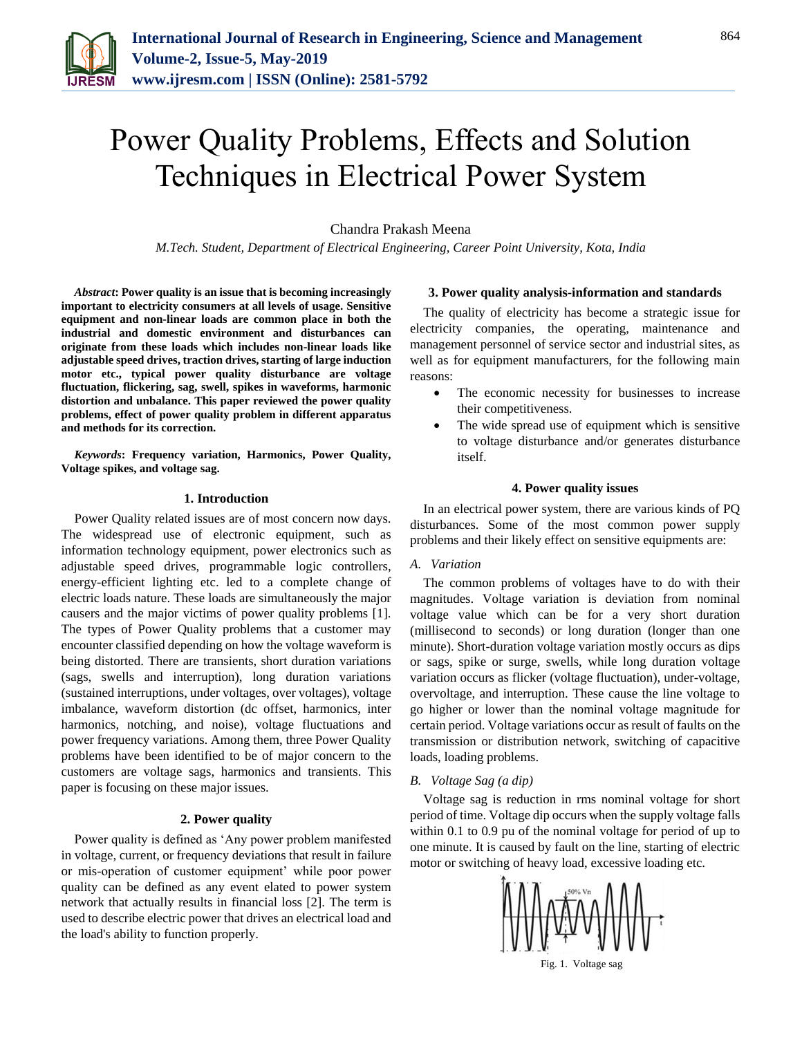# Power Quality Problems, Effects and Solution Techniques in Electrical Power System

Chandra Prakash Meena

*M.Tech. Student, Department of Electrical Engineering, Career Point University, Kota, India*

***Abstract*: Power quality is an issue that is becoming increasingly important to electricity consumers at all levels of usage. Sensitive equipment and non-linear loads are common place in both the industrial and domestic environment and disturbances can originate from these loads which includes non-linear loads like adjustable speed drives, traction drives, starting of large induction motor etc., typical power quality disturbance are voltage fluctuation, flickering, sag, swell, spikes in waveforms, harmonic distortion and unbalance. This paper reviewed the power quality problems, effect of power quality problem in different apparatus and methods for its correction.**

***Keywords*: Frequency variation, Harmonics, Power Quality, Voltage spikes, and voltage sag.**

## 1. Introduction

Power Quality related issues are of most concern now days. The widespread use of electronic equipment, such as information technology equipment, power electronics such as adjustable speed drives, programmable logic controllers, energy-efficient lighting etc. led to a complete change of electric loads nature. These loads are simultaneously the major causers and the major victims of power quality problems [1]. The types of Power Quality problems that a customer may encounter classified depending on how the voltage waveform is being distorted. There are transients, short duration variations (sags, swells and interruption), long duration variations (sustained interruptions, under voltages, over voltages), voltage imbalance, waveform distortion (dc offset, harmonics, inter harmonics, notching, and noise), voltage fluctuations and power frequency variations. Among them, three Power Quality problems have been identified to be of major concern to the customers are voltage sags, harmonics and transients. This paper is focusing on these major issues.

## 2. Power quality

Power quality is defined as 'Any power problem manifested in voltage, current, or frequency deviations that result in failure or mis-operation of customer equipment' while poor power quality can be defined as any event elated to power system network that actually results in financial loss [2]. The term is used to describe electric power that drives an electrical load and the load's ability to function properly.

## 3. Power quality analysis-information and standards

The quality of electricity has become a strategic issue for electricity companies, the operating, maintenance and management personnel of service sector and industrial sites, as well as for equipment manufacturers, for the following main reasons:

- The economic necessity for businesses to increase their competitiveness.
- The wide spread use of equipment which is sensitive to voltage disturbance and/or generates disturbance itself.

## 4. Power quality issues

In an electrical power system, there are various kinds of PQ disturbances. Some of the most common power supply problems and their likely effect on sensitive equipments are:

### *A. Variation*

The common problems of voltages have to do with their magnitudes. Voltage variation is deviation from nominal voltage value which can be for a very short duration (millisecond to seconds) or long duration (longer than one minute). Short-duration voltage variation mostly occurs as dips or sags, spike or surge, swells, while long duration voltage variation occurs as flicker (voltage fluctuation), under-voltage, overvoltage, and interruption. These cause the line voltage to go higher or lower than the nominal voltage magnitude for certain period. Voltage variations occur as result of faults on the transmission or distribution network, switching of capacitive loads, loading problems.

### *B. Voltage Sag (a dip)*

Voltage sag is reduction in rms nominal voltage for short period of time. Voltage dip occurs when the supply voltage falls within 0.1 to 0.9 pu of the nominal voltage for period of up to one minute. It is caused by fault on the line, starting of electric motor or switching of heavy load, excessive loading etc.

Fig. 1. Voltage sag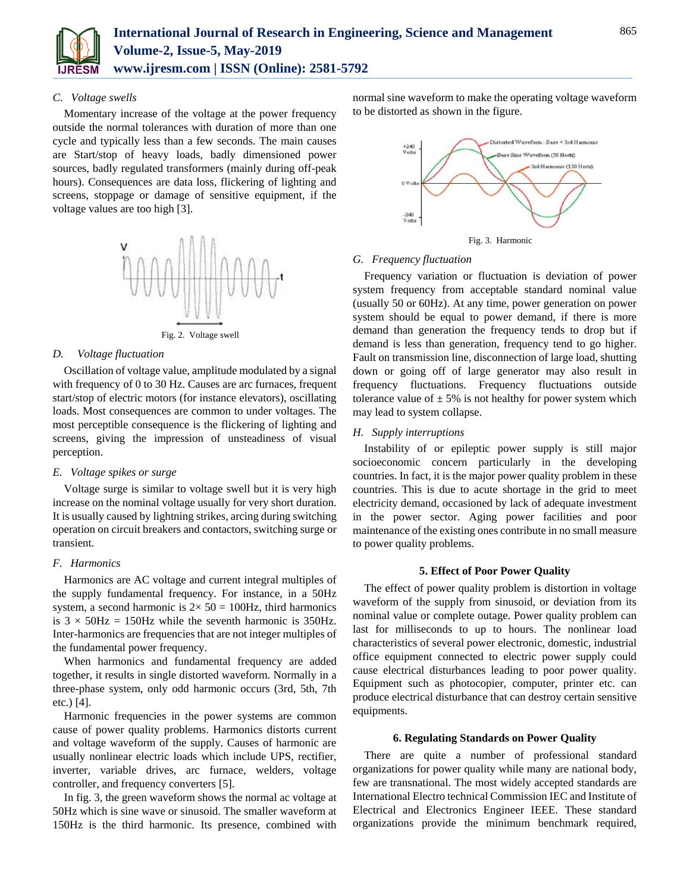### C. Voltage swells

Momentary increase of the voltage at the power frequency outside the normal tolerances with duration of more than one cycle and typically less than a few seconds. The main causes are Start/stop of heavy loads, badly dimensioned power sources, badly regulated transformers (mainly during off-peak hours). Consequences are data loss, flickering of lighting and screens, stoppage or damage of sensitive equipment, if the voltage values are too high [3].

Fig. 2. Voltage swell

### D. Voltage fluctuation

Oscillation of voltage value, amplitude modulated by a signal with frequency of 0 to 30 Hz. Causes are arc furnaces, frequent start/stop of electric motors (for instance elevators), oscillating loads. Most consequences are common to under voltages. The most perceptible consequence is the flickering of lighting and screens, giving the impression of unsteadiness of visual perception.

### E. Voltage spikes or surge

Voltage surge is similar to voltage swell but it is very high increase on the nominal voltage usually for very short duration. It is usually caused by lightning strikes, arcing during switching operation on circuit breakers and contactors, switching surge or transient.

### F. Harmonics

Harmonics are AC voltage and current integral multiples of the supply fundamental frequency. For instance, in a 50Hz system, a second harmonic is $2\times 50 = 100$Hz, third harmonics is $3 \times 50$Hz $= 150$Hz while the seventh harmonic is 350Hz. Inter-harmonics are frequencies that are not integer multiples of the fundamental power frequency.

When harmonics and fundamental frequency are added together, it results in single distorted waveform. Normally in a three-phase system, only odd harmonic occurs (3rd, 5th, 7th etc.) [4].

Harmonic frequencies in the power systems are common cause of power quality problems. Harmonics distorts current and voltage waveform of the supply. Causes of harmonic are usually nonlinear electric loads which include UPS, rectifier, inverter, variable drives, arc furnace, welders, voltage controller, and frequency converters [5].

In fig. 3, the green waveform shows the normal ac voltage at 50Hz which is sine wave or sinusoid. The smaller waveform at 150Hz is the third harmonic. Its presence, combined with normal sine waveform to make the operating voltage waveform to be distorted as shown in the figure.

Fig. 3. Harmonic

### G. Frequency fluctuation

Frequency variation or fluctuation is deviation of power system frequency from acceptable standard nominal value (usually 50 or 60Hz). At any time, power generation on power system should be equal to power demand, if there is more demand than generation the frequency tends to drop but if demand is less than generation, frequency tend to go higher. Fault on transmission line, disconnection of large load, shutting down or going off of large generator may also result in frequency fluctuations. Frequency fluctuations outside tolerance value of ± 5% is not healthy for power system which may lead to system collapse.

### H. Supply interruptions

Instability of or epileptic power supply is still major socioeconomic concern particularly in the developing countries. In fact, it is the major power quality problem in these countries. This is due to acute shortage in the grid to meet electricity demand, occasioned by lack of adequate investment in the power sector. Aging power facilities and poor maintenance of the existing ones contribute in no small measure to power quality problems.

## 5. Effect of Poor Power Quality

The effect of power quality problem is distortion in voltage waveform of the supply from sinusoid, or deviation from its nominal value or complete outage. Power quality problem can last for milliseconds to up to hours. The nonlinear load characteristics of several power electronic, domestic, industrial office equipment connected to electric power supply could cause electrical disturbances leading to poor power quality. Equipment such as photocopier, computer, printer etc. can produce electrical disturbance that can destroy certain sensitive equipments.

## 6. Regulating Standards on Power Quality

There are quite a number of professional standard organizations for power quality while many are national body, few are transnational. The most widely accepted standards are International Electro technical Commission IEC and Institute of Electrical and Electronics Engineer IEEE. These standard organizations provide the minimum benchmark required,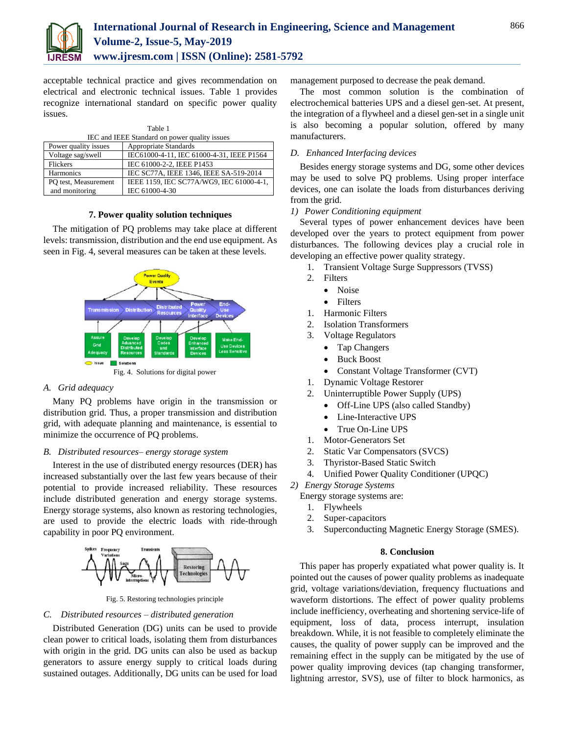acceptable technical practice and gives recommendation on electrical and electronic technical issues. Table 1 provides recognize international standard on specific power quality issues.

Table 1
IEC and IEEE Standard on power quality issues

| Power quality issues | Appropriate Standards |
|---|---|
| Voltage sag/swell | IEC61000-4-11, IEC 61000-4-31, IEEE P1564 |
| Flickers | IEC 61000-2-2, IEEE P1453 |
| Harmonics | IEC SC77A, IEEE 1346, IEEE SA-519-2014 |
| PQ test, Measurement and monitoring | IEEE 1159, IEC SC77A/WG9, IEC 61000-4-1, IEC 61000-4-30 |

## 7. Power quality solution techniques

The mitigation of PQ problems may take place at different levels: transmission, distribution and the end use equipment. As seen in Fig. 4, several measures can be taken at these levels.

Fig. 4. Solutions for digital power

### A. Grid adequacy

Many PQ problems have origin in the transmission or distribution grid. Thus, a proper transmission and distribution grid, with adequate planning and maintenance, is essential to minimize the occurrence of PQ problems.

### B. Distributed resources– energy storage system

Interest in the use of distributed energy resources (DER) has increased substantially over the last few years because of their potential to provide increased reliability. These resources include distributed generation and energy storage systems. Energy storage systems, also known as restoring technologies, are used to provide the electric loads with ride-through capability in poor PQ environment.

Fig. 5. Restoring technologies principle

### C. Distributed resources – distributed generation

Distributed Generation (DG) units can be used to provide clean power to critical loads, isolating them from disturbances with origin in the grid. DG units can also be used as backup generators to assure energy supply to critical loads during sustained outages. Additionally, DG units can be used for load management purposed to decrease the peak demand.

The most common solution is the combination of electrochemical batteries UPS and a diesel gen-set. At present, the integration of a flywheel and a diesel gen-set in a single unit is also becoming a popular solution, offered by many manufacturers.

### D. Enhanced Interfacing devices

Besides energy storage systems and DG, some other devices may be used to solve PQ problems. Using proper interface devices, one can isolate the loads from disturbances deriving from the grid.

*1) Power Conditioning equipment*

Several types of power enhancement devices have been developed over the years to protect equipment from power disturbances. The following devices play a crucial role in developing an effective power quality strategy.

1. Transient Voltage Surge Suppressors (TVSS)
2. Filters
   - Noise
   - Filters
1. Harmonic Filters
2. Isolation Transformers
3. Voltage Regulators
   - Tap Changers
   - Buck Boost
   - Constant Voltage Transformer (CVT)
1. Dynamic Voltage Restorer
2. Uninterruptible Power Supply (UPS)
   - Off-Line UPS (also called Standby)
   - Line-Interactive UPS
   - True On-Line UPS
1. Motor-Generators Set
2. Static Var Compensators (SVCS)
3. Thyristor-Based Static Switch
4. Unified Power Quality Conditioner (UPQC)

*2) Energy Storage Systems*

Energy storage systems are:

1. Flywheels
2. Super-capacitors
3. Superconducting Magnetic Energy Storage (SMES).

## 8. Conclusion

This paper has properly expatiated what power quality is. It pointed out the causes of power quality problems as inadequate grid, voltage variations/deviation, frequency fluctuations and waveform distortions. The effect of power quality problems include inefficiency, overheating and shortening service-life of equipment, loss of data, process interrupt, insulation breakdown. While, it is not feasible to completely eliminate the causes, the quality of power supply can be improved and the remaining effect in the supply can be mitigated by the use of power quality improving devices (tap changing transformer, lightning arrestor, SVS), use of filter to block harmonics, as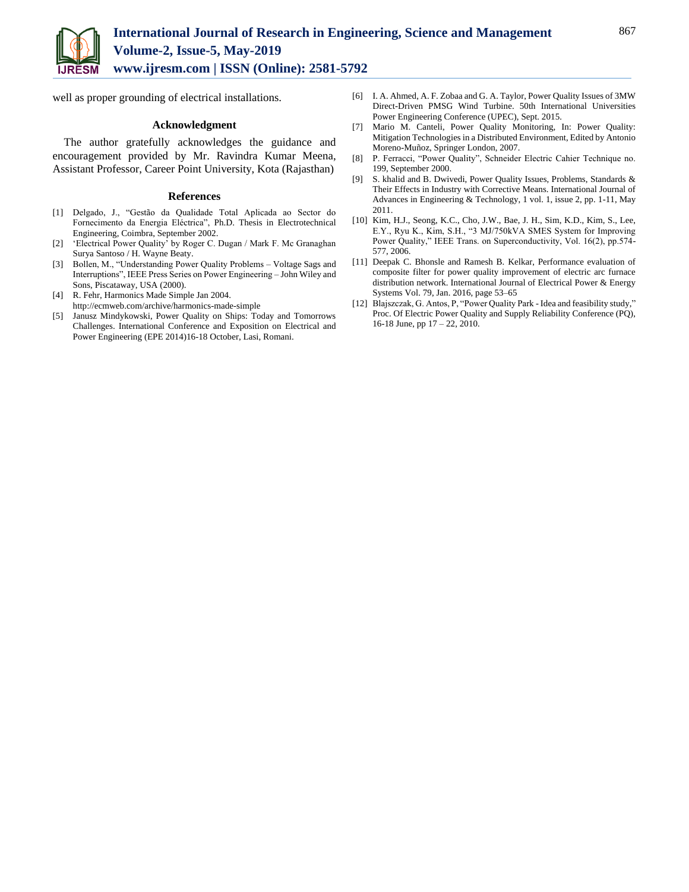well as proper grounding of electrical installations.

## Acknowledgment

The author gratefully acknowledges the guidance and encouragement provided by Mr. Ravindra Kumar Meena, Assistant Professor, Career Point University, Kota (Rajasthan)

## References

[1] Delgado, J., "Gestão da Qualidade Total Aplicada ao Sector do Fornecimento da Energia Eléctrica", Ph.D. Thesis in Electrotechnical Engineering, Coimbra, September 2002.

[2] 'Electrical Power Quality' by Roger C. Dugan / Mark F. Mc Granaghan Surya Santoso / H. Wayne Beaty.

[3] Bollen, M., "Understanding Power Quality Problems – Voltage Sags and Interruptions", IEEE Press Series on Power Engineering – John Wiley and Sons, Piscataway, USA (2000).

[4] R. Fehr, Harmonics Made Simple Jan 2004. http://ecmweb.com/archive/harmonics-made-simple

[5] Janusz Mindykowski, Power Quality on Ships: Today and Tomorrows Challenges. International Conference and Exposition on Electrical and Power Engineering (EPE 2014)16-18 October, Lasi, Romani.

[6] I. A. Ahmed, A. F. Zobaa and G. A. Taylor, Power Quality Issues of 3MW Direct-Driven PMSG Wind Turbine. 50th International Universities Power Engineering Conference (UPEC), Sept. 2015.

[7] Mario M. Canteli, Power Quality Monitoring, In: Power Quality: Mitigation Technologies in a Distributed Environment, Edited by Antonio Moreno-Muñoz, Springer London, 2007.

[8] P. Ferracci, "Power Quality", Schneider Electric Cahier Technique no. 199, September 2000.

[9] S. khalid and B. Dwivedi, Power Quality Issues, Problems, Standards & Their Effects in Industry with Corrective Means. International Journal of Advances in Engineering & Technology, 1 vol. 1, issue 2, pp. 1-11, May 2011.

[10] Kim, H.J., Seong, K.C., Cho, J.W., Bae, J. H., Sim, K.D., Kim, S., Lee, E.Y., Ryu K., Kim, S.H., "3 MJ/750kVA SMES System for Improving Power Quality," IEEE Trans. on Superconductivity, Vol. 16(2), pp.574-577, 2006.

[11] Deepak C. Bhonsle and Ramesh B. Kelkar, Performance evaluation of composite filter for power quality improvement of electric arc furnace distribution network. International Journal of Electrical Power & Energy Systems Vol. 79, Jan. 2016, page 53–65

[12] Blajszczak, G. Antos, P, "Power Quality Park - Idea and feasibility study," Proc. Of Electric Power Quality and Supply Reliability Conference (PQ), 16-18 June, pp 17 – 22, 2010.